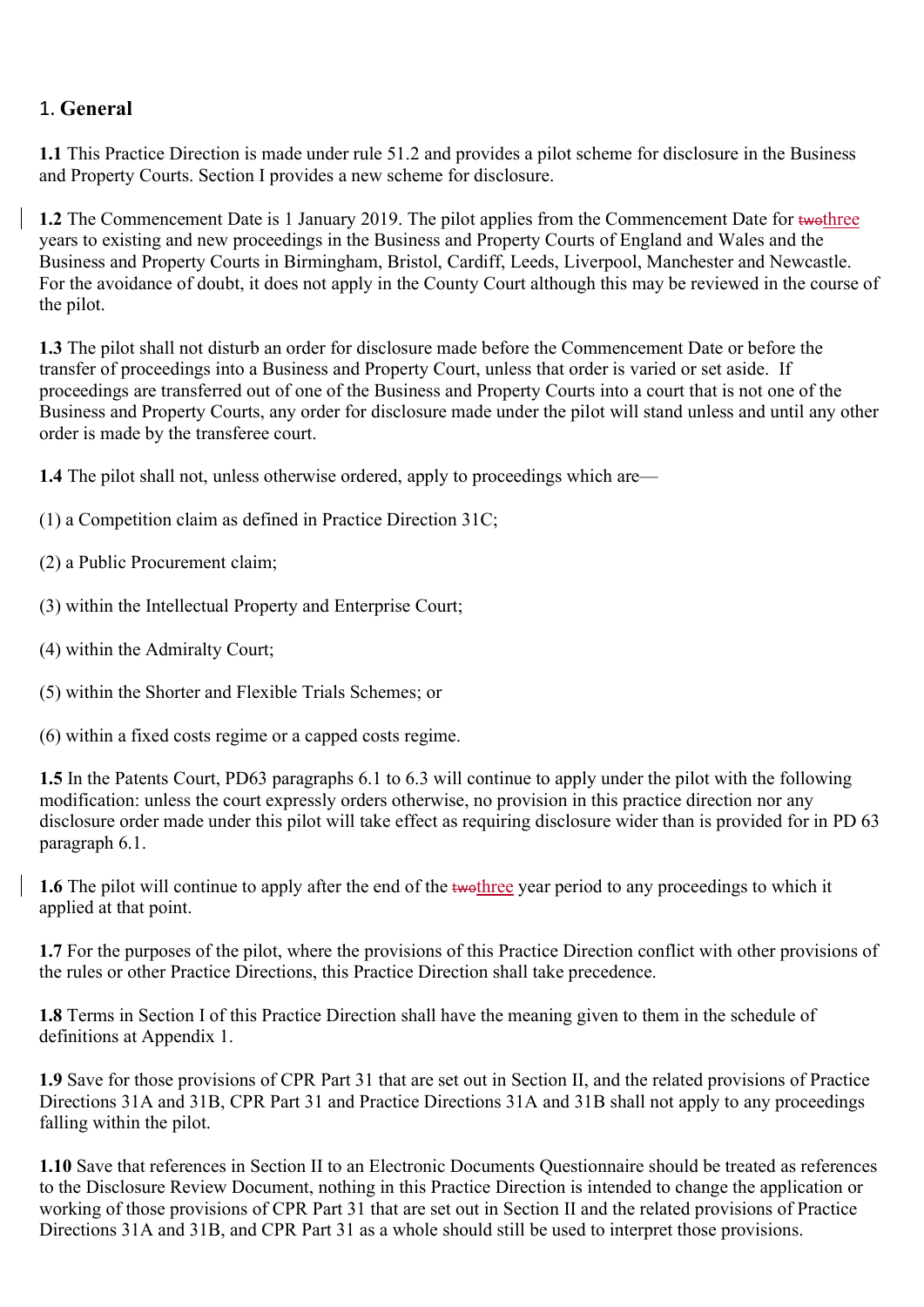## 1. **General**

**1.1** This Practice Direction is made under rule 51.2 and provides a pilot scheme for disclosure in the Business and Property Courts. Section I provides a new scheme for disclosure.

**1.2** The Commencement Date is 1 January 2019. The pilot applies from the Commencement Date for ~~two~~three years to existing and new proceedings in the Business and Property Courts of England and Wales and the Business and Property Courts in Birmingham, Bristol, Cardiff, Leeds, Liverpool, Manchester and Newcastle. For the avoidance of doubt, it does not apply in the County Court although this may be reviewed in the course of the pilot.

**1.3** The pilot shall not disturb an order for disclosure made before the Commencement Date or before the transfer of proceedings into a Business and Property Court, unless that order is varied or set aside. If proceedings are transferred out of one of the Business and Property Courts into a court that is not one of the Business and Property Courts, any order for disclosure made under the pilot will stand unless and until any other order is made by the transferee court.

**1.4** The pilot shall not, unless otherwise ordered, apply to proceedings which are—

(1) a Competition claim as defined in Practice Direction 31C;

(2) a Public Procurement claim;

(3) within the Intellectual Property and Enterprise Court;

(4) within the Admiralty Court;

(5) within the Shorter and Flexible Trials Schemes; or

(6) within a fixed costs regime or a capped costs regime.

**1.5** In the Patents Court, PD63 paragraphs 6.1 to 6.3 will continue to apply under the pilot with the following modification: unless the court expressly orders otherwise, no provision in this practice direction nor any disclosure order made under this pilot will take effect as requiring disclosure wider than is provided for in PD 63 paragraph 6.1.

**1.6** The pilot will continue to apply after the end of the ~~two~~three year period to any proceedings to which it applied at that point.

**1.7** For the purposes of the pilot, where the provisions of this Practice Direction conflict with other provisions of the rules or other Practice Directions, this Practice Direction shall take precedence.

**1.8** Terms in Section I of this Practice Direction shall have the meaning given to them in the schedule of definitions at Appendix 1.

**1.9** Save for those provisions of CPR Part 31 that are set out in Section II, and the related provisions of Practice Directions 31A and 31B, CPR Part 31 and Practice Directions 31A and 31B shall not apply to any proceedings falling within the pilot.

**1.10** Save that references in Section II to an Electronic Documents Questionnaire should be treated as references to the Disclosure Review Document, nothing in this Practice Direction is intended to change the application or working of those provisions of CPR Part 31 that are set out in Section II and the related provisions of Practice Directions 31A and 31B, and CPR Part 31 as a whole should still be used to interpret those provisions.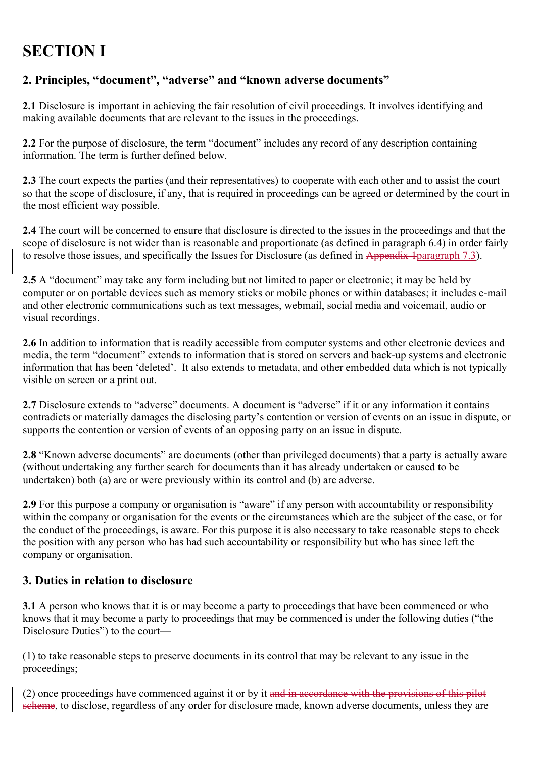# SECTION I

## 2. Principles, "document", "adverse" and "known adverse documents"

**2.1** Disclosure is important in achieving the fair resolution of civil proceedings. It involves identifying and making available documents that are relevant to the issues in the proceedings.

**2.2** For the purpose of disclosure, the term "document" includes any record of any description containing information. The term is further defined below.

**2.3** The court expects the parties (and their representatives) to cooperate with each other and to assist the court so that the scope of disclosure, if any, that is required in proceedings can be agreed or determined by the court in the most efficient way possible.

**2.4** The court will be concerned to ensure that disclosure is directed to the issues in the proceedings and that the scope of disclosure is not wider than is reasonable and proportionate (as defined in paragraph 6.4) in order fairly to resolve those issues, and specifically the Issues for Disclosure (as defined in ~~Appendix 1~~paragraph 7.3).

**2.5** A "document" may take any form including but not limited to paper or electronic; it may be held by computer or on portable devices such as memory sticks or mobile phones or within databases; it includes e-mail and other electronic communications such as text messages, webmail, social media and voicemail, audio or visual recordings.

**2.6** In addition to information that is readily accessible from computer systems and other electronic devices and media, the term "document" extends to information that is stored on servers and back-up systems and electronic information that has been 'deleted'. It also extends to metadata, and other embedded data which is not typically visible on screen or a print out.

**2.7** Disclosure extends to "adverse" documents. A document is "adverse" if it or any information it contains contradicts or materially damages the disclosing party's contention or version of events on an issue in dispute, or supports the contention or version of events of an opposing party on an issue in dispute.

**2.8** "Known adverse documents" are documents (other than privileged documents) that a party is actually aware (without undertaking any further search for documents than it has already undertaken or caused to be undertaken) both (a) are or were previously within its control and (b) are adverse.

**2.9** For this purpose a company or organisation is "aware" if any person with accountability or responsibility within the company or organisation for the events or the circumstances which are the subject of the case, or for the conduct of the proceedings, is aware. For this purpose it is also necessary to take reasonable steps to check the position with any person who has had such accountability or responsibility but who has since left the company or organisation.

## 3. Duties in relation to disclosure

**3.1** A person who knows that it is or may become a party to proceedings that have been commenced or who knows that it may become a party to proceedings that may be commenced is under the following duties ("the Disclosure Duties") to the court—

(1) to take reasonable steps to preserve documents in its control that may be relevant to any issue in the proceedings;

(2) once proceedings have commenced against it or by it ~~and in accordance with the provisions of this pilot scheme~~, to disclose, regardless of any order for disclosure made, known adverse documents, unless they are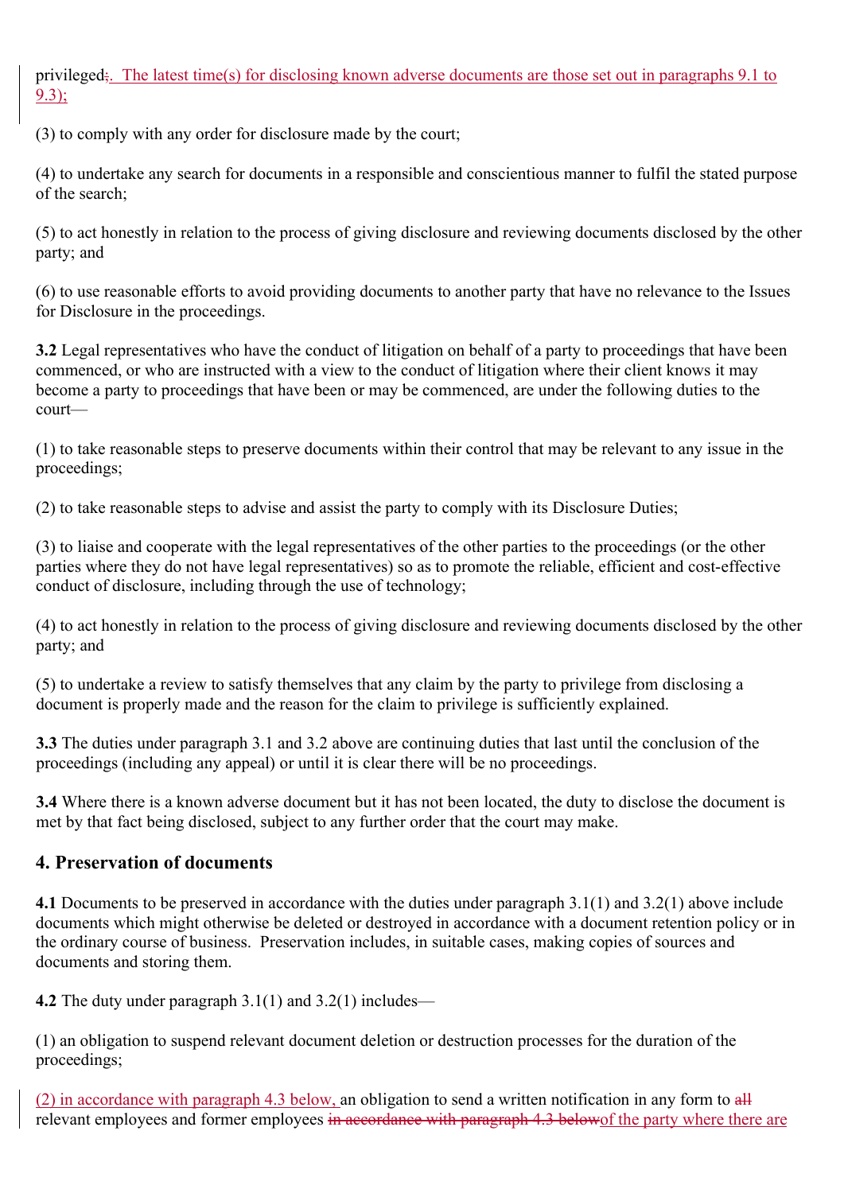privileged;. The latest time(s) for disclosing known adverse documents are those set out in paragraphs 9.1 to 9.3);

(3) to comply with any order for disclosure made by the court;

(4) to undertake any search for documents in a responsible and conscientious manner to fulfil the stated purpose of the search;

(5) to act honestly in relation to the process of giving disclosure and reviewing documents disclosed by the other party; and

(6) to use reasonable efforts to avoid providing documents to another party that have no relevance to the Issues for Disclosure in the proceedings.

**3.2** Legal representatives who have the conduct of litigation on behalf of a party to proceedings that have been commenced, or who are instructed with a view to the conduct of litigation where their client knows it may become a party to proceedings that have been or may be commenced, are under the following duties to the court—

(1) to take reasonable steps to preserve documents within their control that may be relevant to any issue in the proceedings;

(2) to take reasonable steps to advise and assist the party to comply with its Disclosure Duties;

(3) to liaise and cooperate with the legal representatives of the other parties to the proceedings (or the other parties where they do not have legal representatives) so as to promote the reliable, efficient and cost-effective conduct of disclosure, including through the use of technology;

(4) to act honestly in relation to the process of giving disclosure and reviewing documents disclosed by the other party; and

(5) to undertake a review to satisfy themselves that any claim by the party to privilege from disclosing a document is properly made and the reason for the claim to privilege is sufficiently explained.

**3.3** The duties under paragraph 3.1 and 3.2 above are continuing duties that last until the conclusion of the proceedings (including any appeal) or until it is clear there will be no proceedings.

**3.4** Where there is a known adverse document but it has not been located, the duty to disclose the document is met by that fact being disclosed, subject to any further order that the court may make.

## 4. Preservation of documents

**4.1** Documents to be preserved in accordance with the duties under paragraph 3.1(1) and 3.2(1) above include documents which might otherwise be deleted or destroyed in accordance with a document retention policy or in the ordinary course of business. Preservation includes, in suitable cases, making copies of sources and documents and storing them.

**4.2** The duty under paragraph 3.1(1) and 3.2(1) includes—

(1) an obligation to suspend relevant document deletion or destruction processes for the duration of the proceedings;

(2) in accordance with paragraph 4.3 below, an obligation to send a written notification in any form to ~~all~~ relevant employees and former employees ~~in accordance with paragraph 4.3 below~~of the party where there are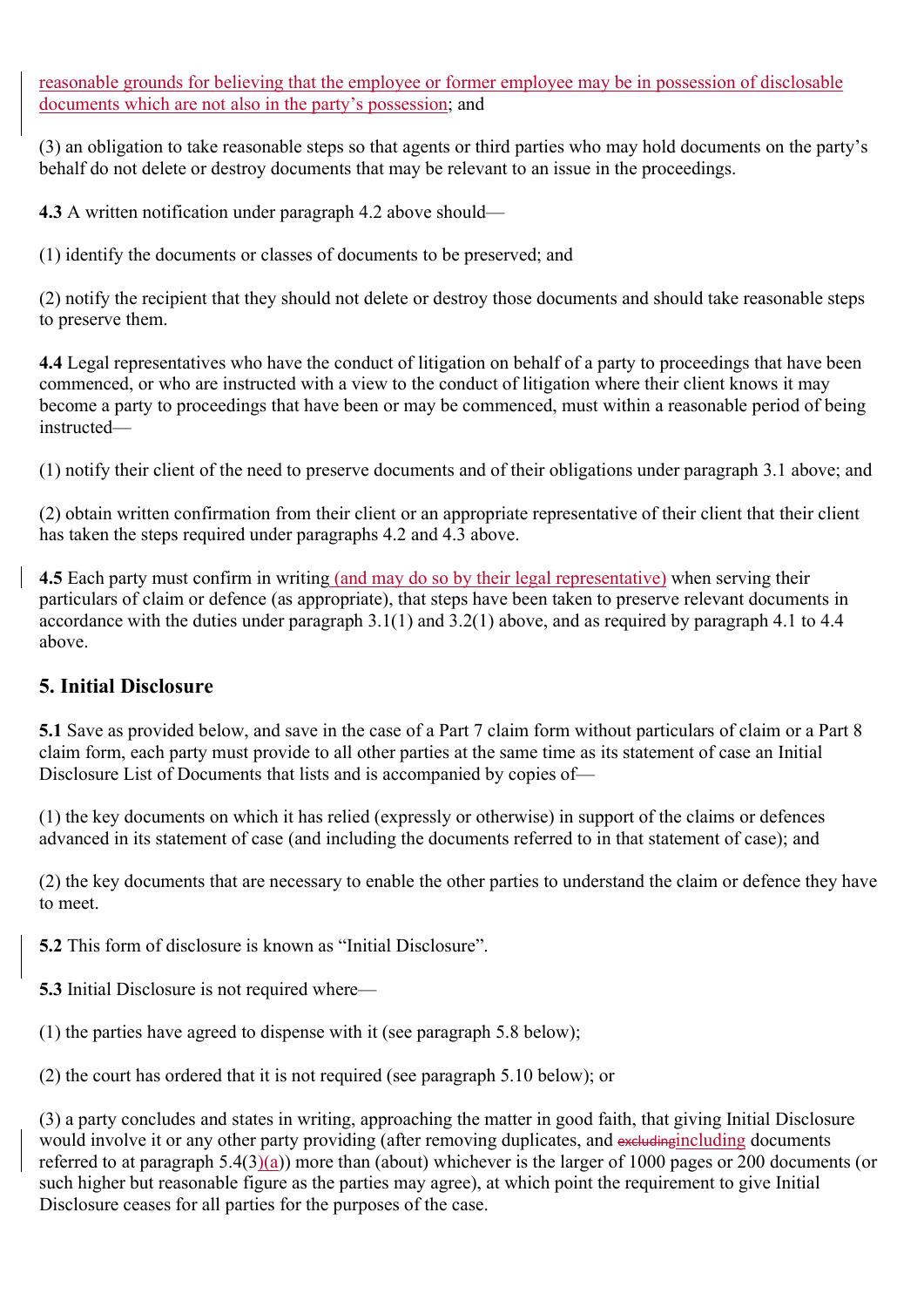reasonable grounds for believing that the employee or former employee may be in possession of disclosable documents which are not also in the party's possession; and

(3) an obligation to take reasonable steps so that agents or third parties who may hold documents on the party's behalf do not delete or destroy documents that may be relevant to an issue in the proceedings.

**4.3** A written notification under paragraph 4.2 above should—

(1) identify the documents or classes of documents to be preserved; and

(2) notify the recipient that they should not delete or destroy those documents and should take reasonable steps to preserve them.

**4.4** Legal representatives who have the conduct of litigation on behalf of a party to proceedings that have been commenced, or who are instructed with a view to the conduct of litigation where their client knows it may become a party to proceedings that have been or may be commenced, must within a reasonable period of being instructed—

(1) notify their client of the need to preserve documents and of their obligations under paragraph 3.1 above; and

(2) obtain written confirmation from their client or an appropriate representative of their client that their client has taken the steps required under paragraphs 4.2 and 4.3 above.

**4.5** Each party must confirm in writing (and may do so by their legal representative) when serving their particulars of claim or defence (as appropriate), that steps have been taken to preserve relevant documents in accordance with the duties under paragraph 3.1(1) and 3.2(1) above, and as required by paragraph 4.1 to 4.4 above.

## 5. Initial Disclosure

**5.1** Save as provided below, and save in the case of a Part 7 claim form without particulars of claim or a Part 8 claim form, each party must provide to all other parties at the same time as its statement of case an Initial Disclosure List of Documents that lists and is accompanied by copies of—

(1) the key documents on which it has relied (expressly or otherwise) in support of the claims or defences advanced in its statement of case (and including the documents referred to in that statement of case); and

(2) the key documents that are necessary to enable the other parties to understand the claim or defence they have to meet.

**5.2** This form of disclosure is known as "Initial Disclosure".

**5.3** Initial Disclosure is not required where—

(1) the parties have agreed to dispense with it (see paragraph 5.8 below);

(2) the court has ordered that it is not required (see paragraph 5.10 below); or

(3) a party concludes and states in writing, approaching the matter in good faith, that giving Initial Disclosure would involve it or any other party providing (after removing duplicates, and ~~excluding~~including documents referred to at paragraph 5.4(3)(a)) more than (about) whichever is the larger of 1000 pages or 200 documents (or such higher but reasonable figure as the parties may agree), at which point the requirement to give Initial Disclosure ceases for all parties for the purposes of the case.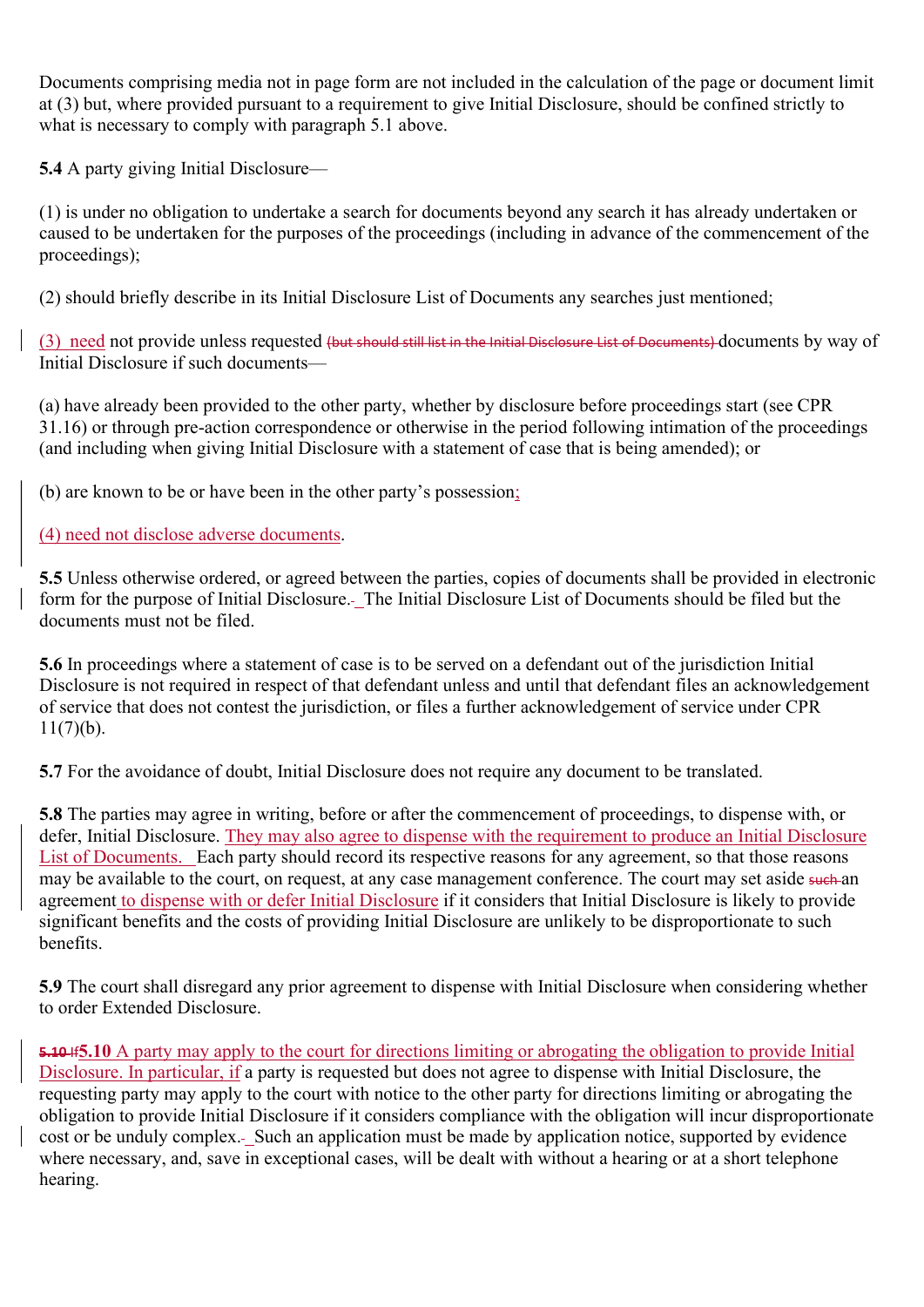Documents comprising media not in page form are not included in the calculation of the page or document limit at (3) but, where provided pursuant to a requirement to give Initial Disclosure, should be confined strictly to what is necessary to comply with paragraph 5.1 above.

**5.4** A party giving Initial Disclosure—

(1) is under no obligation to undertake a search for documents beyond any search it has already undertaken or caused to be undertaken for the purposes of the proceedings (including in advance of the commencement of the proceedings);

(2) should briefly describe in its Initial Disclosure List of Documents any searches just mentioned;

(3) need not provide unless requested ~~(but should still list in the Initial Disclosure List of Documents)~~ documents by way of Initial Disclosure if such documents—

(a) have already been provided to the other party, whether by disclosure before proceedings start (see CPR 31.16) or through pre-action correspondence or otherwise in the period following intimation of the proceedings (and including when giving Initial Disclosure with a statement of case that is being amended); or

(b) are known to be or have been in the other party's possession;

(4) need not disclose adverse documents.

**5.5** Unless otherwise ordered, or agreed between the parties, copies of documents shall be provided in electronic form for the purpose of Initial Disclosure. The Initial Disclosure List of Documents should be filed but the documents must not be filed.

**5.6** In proceedings where a statement of case is to be served on a defendant out of the jurisdiction Initial Disclosure is not required in respect of that defendant unless and until that defendant files an acknowledgement of service that does not contest the jurisdiction, or files a further acknowledgement of service under CPR 11(7)(b).

**5.7** For the avoidance of doubt, Initial Disclosure does not require any document to be translated.

**5.8** The parties may agree in writing, before or after the commencement of proceedings, to dispense with, or defer, Initial Disclosure. They may also agree to dispense with the requirement to produce an Initial Disclosure List of Documents. Each party should record its respective reasons for any agreement, so that those reasons may be available to the court, on request, at any case management conference. The court may set aside ~~such~~ an agreement to dispense with or defer Initial Disclosure if it considers that Initial Disclosure is likely to provide significant benefits and the costs of providing Initial Disclosure are unlikely to be disproportionate to such benefits.

**5.9** The court shall disregard any prior agreement to dispense with Initial Disclosure when considering whether to order Extended Disclosure.

~~5.10 If~~ **5.10** A party may apply to the court for directions limiting or abrogating the obligation to provide Initial Disclosure. In particular, if a party is requested but does not agree to dispense with Initial Disclosure, the requesting party may apply to the court with notice to the other party for directions limiting or abrogating the obligation to provide Initial Disclosure if it considers compliance with the obligation will incur disproportionate cost or be unduly complex. Such an application must be made by application notice, supported by evidence where necessary, and, save in exceptional cases, will be dealt with without a hearing or at a short telephone hearing.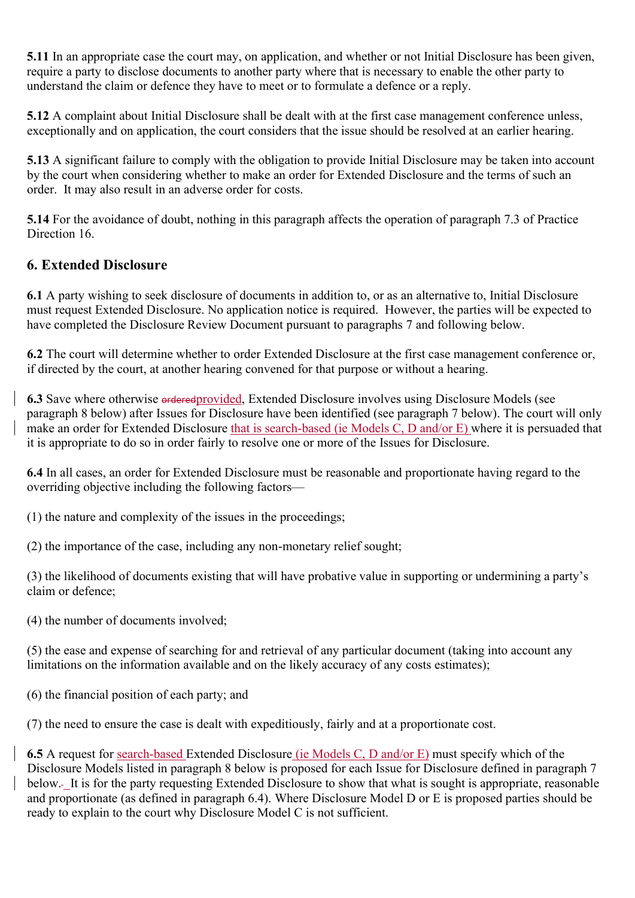**5.11** In an appropriate case the court may, on application, and whether or not Initial Disclosure has been given, require a party to disclose documents to another party where that is necessary to enable the other party to understand the claim or defence they have to meet or to formulate a defence or a reply.

**5.12** A complaint about Initial Disclosure shall be dealt with at the first case management conference unless, exceptionally and on application, the court considers that the issue should be resolved at an earlier hearing.

**5.13** A significant failure to comply with the obligation to provide Initial Disclosure may be taken into account by the court when considering whether to make an order for Extended Disclosure and the terms of such an order. It may also result in an adverse order for costs.

**5.14** For the avoidance of doubt, nothing in this paragraph affects the operation of paragraph 7.3 of Practice Direction 16.

## 6. Extended Disclosure

**6.1** A party wishing to seek disclosure of documents in addition to, or as an alternative to, Initial Disclosure must request Extended Disclosure. No application notice is required. However, the parties will be expected to have completed the Disclosure Review Document pursuant to paragraphs 7 and following below.

**6.2** The court will determine whether to order Extended Disclosure at the first case management conference or, if directed by the court, at another hearing convened for that purpose or without a hearing.

**6.3** Save where otherwise ~~ordered~~provided, Extended Disclosure involves using Disclosure Models (see paragraph 8 below) after Issues for Disclosure have been identified (see paragraph 7 below). The court will only make an order for Extended Disclosure that is search-based (ie Models C, D and/or E) where it is persuaded that it is appropriate to do so in order fairly to resolve one or more of the Issues for Disclosure.

**6.4** In all cases, an order for Extended Disclosure must be reasonable and proportionate having regard to the overriding objective including the following factors—

(1) the nature and complexity of the issues in the proceedings;

(2) the importance of the case, including any non-monetary relief sought;

(3) the likelihood of documents existing that will have probative value in supporting or undermining a party's claim or defence;

(4) the number of documents involved;

(5) the ease and expense of searching for and retrieval of any particular document (taking into account any limitations on the information available and on the likely accuracy of any costs estimates);

(6) the financial position of each party; and

(7) the need to ensure the case is dealt with expeditiously, fairly and at a proportionate cost.

**6.5** A request for search-based Extended Disclosure (ie Models C, D and/or E) must specify which of the Disclosure Models listed in paragraph 8 below is proposed for each Issue for Disclosure defined in paragraph 7 below. It is for the party requesting Extended Disclosure to show that what is sought is appropriate, reasonable and proportionate (as defined in paragraph 6.4). Where Disclosure Model D or E is proposed parties should be ready to explain to the court why Disclosure Model C is not sufficient.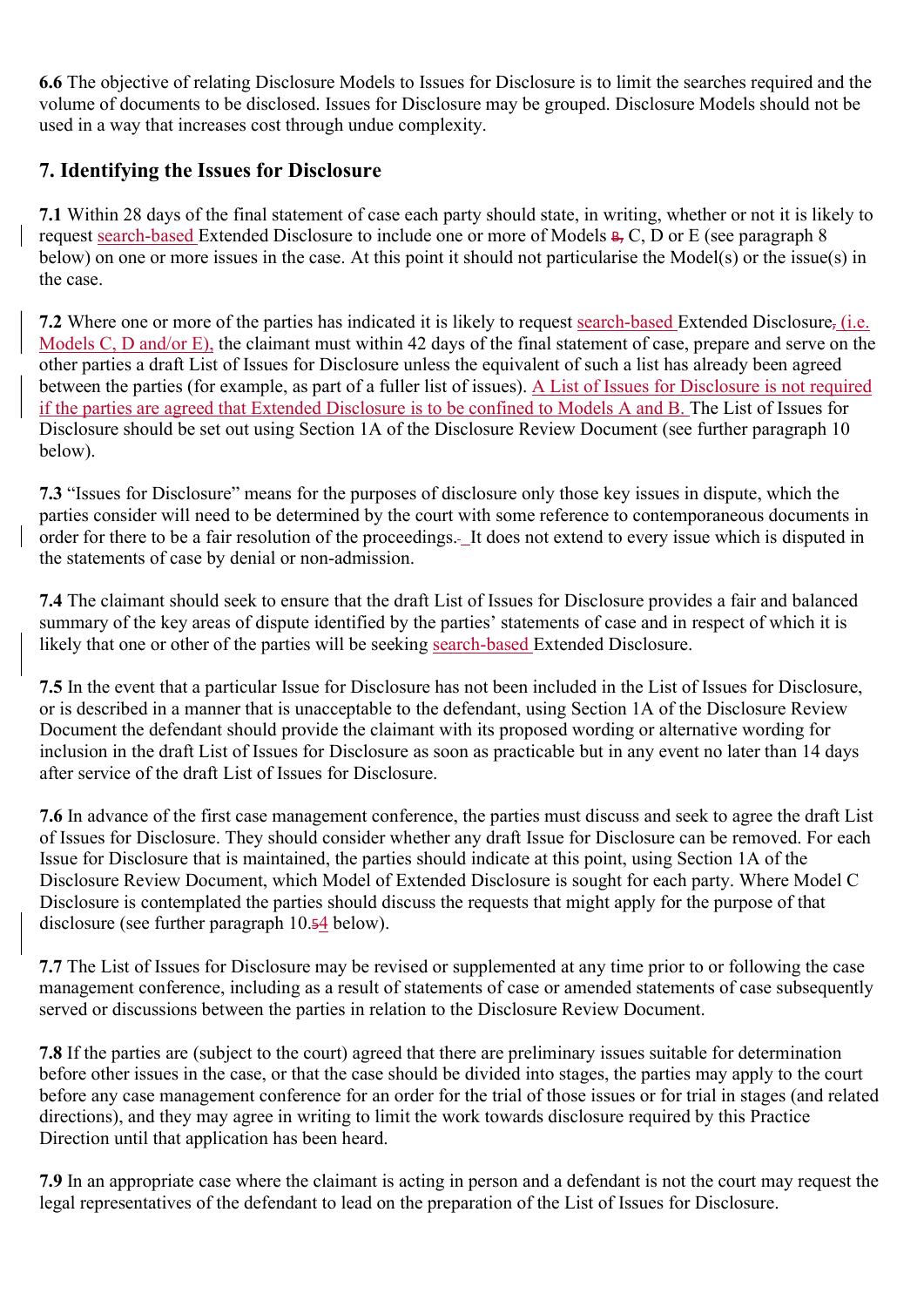**6.6** The objective of relating Disclosure Models to Issues for Disclosure is to limit the searches required and the volume of documents to be disclosed. Issues for Disclosure may be grouped. Disclosure Models should not be used in a way that increases cost through undue complexity.

## 7. Identifying the Issues for Disclosure

**7.1** Within 28 days of the final statement of case each party should state, in writing, whether or not it is likely to request search-based Extended Disclosure to include one or more of Models ~~B,~~ C, D or E (see paragraph 8 below) on one or more issues in the case. At this point it should not particularise the Model(s) or the issue(s) in the case.

**7.2** Where one or more of the parties has indicated it is likely to request search-based Extended Disclosure~~,~~ (i.e. Models C, D and/or E), the claimant must within 42 days of the final statement of case, prepare and serve on the other parties a draft List of Issues for Disclosure unless the equivalent of such a list has already been agreed between the parties (for example, as part of a fuller list of issues). A List of Issues for Disclosure is not required if the parties are agreed that Extended Disclosure is to be confined to Models A and B. The List of Issues for Disclosure should be set out using Section 1A of the Disclosure Review Document (see further paragraph 10 below).

**7.3** "Issues for Disclosure" means for the purposes of disclosure only those key issues in dispute, which the parties consider will need to be determined by the court with some reference to contemporaneous documents in order for there to be a fair resolution of the proceedings. It does not extend to every issue which is disputed in the statements of case by denial or non-admission.

**7.4** The claimant should seek to ensure that the draft List of Issues for Disclosure provides a fair and balanced summary of the key areas of dispute identified by the parties' statements of case and in respect of which it is likely that one or other of the parties will be seeking search-based Extended Disclosure.

**7.5** In the event that a particular Issue for Disclosure has not been included in the List of Issues for Disclosure, or is described in a manner that is unacceptable to the defendant, using Section 1A of the Disclosure Review Document the defendant should provide the claimant with its proposed wording or alternative wording for inclusion in the draft List of Issues for Disclosure as soon as practicable but in any event no later than 14 days after service of the draft List of Issues for Disclosure.

**7.6** In advance of the first case management conference, the parties must discuss and seek to agree the draft List of Issues for Disclosure. They should consider whether any draft Issue for Disclosure can be removed. For each Issue for Disclosure that is maintained, the parties should indicate at this point, using Section 1A of the Disclosure Review Document, which Model of Extended Disclosure is sought for each party. Where Model C Disclosure is contemplated the parties should discuss the requests that might apply for the purpose of that disclosure (see further paragraph 10.~~5~~4 below).

**7.7** The List of Issues for Disclosure may be revised or supplemented at any time prior to or following the case management conference, including as a result of statements of case or amended statements of case subsequently served or discussions between the parties in relation to the Disclosure Review Document.

**7.8** If the parties are (subject to the court) agreed that there are preliminary issues suitable for determination before other issues in the case, or that the case should be divided into stages, the parties may apply to the court before any case management conference for an order for the trial of those issues or for trial in stages (and related directions), and they may agree in writing to limit the work towards disclosure required by this Practice Direction until that application has been heard.

**7.9** In an appropriate case where the claimant is acting in person and a defendant is not the court may request the legal representatives of the defendant to lead on the preparation of the List of Issues for Disclosure.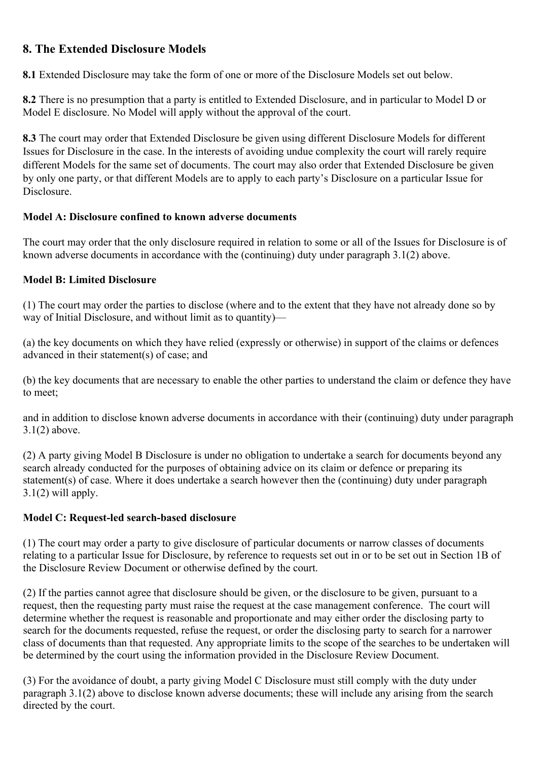## 8. The Extended Disclosure Models

**8.1** Extended Disclosure may take the form of one or more of the Disclosure Models set out below.

**8.2** There is no presumption that a party is entitled to Extended Disclosure, and in particular to Model D or Model E disclosure. No Model will apply without the approval of the court.

**8.3** The court may order that Extended Disclosure be given using different Disclosure Models for different Issues for Disclosure in the case. In the interests of avoiding undue complexity the court will rarely require different Models for the same set of documents. The court may also order that Extended Disclosure be given by only one party, or that different Models are to apply to each party's Disclosure on a particular Issue for Disclosure.

### Model A: Disclosure confined to known adverse documents

The court may order that the only disclosure required in relation to some or all of the Issues for Disclosure is of known adverse documents in accordance with the (continuing) duty under paragraph 3.1(2) above.

### Model B: Limited Disclosure

(1) The court may order the parties to disclose (where and to the extent that they have not already done so by way of Initial Disclosure, and without limit as to quantity)—

(a) the key documents on which they have relied (expressly or otherwise) in support of the claims or defences advanced in their statement(s) of case; and

(b) the key documents that are necessary to enable the other parties to understand the claim or defence they have to meet;

and in addition to disclose known adverse documents in accordance with their (continuing) duty under paragraph 3.1(2) above.

(2) A party giving Model B Disclosure is under no obligation to undertake a search for documents beyond any search already conducted for the purposes of obtaining advice on its claim or defence or preparing its statement(s) of case. Where it does undertake a search however then the (continuing) duty under paragraph 3.1(2) will apply.

### Model C: Request-led search-based disclosure

(1) The court may order a party to give disclosure of particular documents or narrow classes of documents relating to a particular Issue for Disclosure, by reference to requests set out in or to be set out in Section 1B of the Disclosure Review Document or otherwise defined by the court.

(2) If the parties cannot agree that disclosure should be given, or the disclosure to be given, pursuant to a request, then the requesting party must raise the request at the case management conference. The court will determine whether the request is reasonable and proportionate and may either order the disclosing party to search for the documents requested, refuse the request, or order the disclosing party to search for a narrower class of documents than that requested. Any appropriate limits to the scope of the searches to be undertaken will be determined by the court using the information provided in the Disclosure Review Document.

(3) For the avoidance of doubt, a party giving Model C Disclosure must still comply with the duty under paragraph 3.1(2) above to disclose known adverse documents; these will include any arising from the search directed by the court.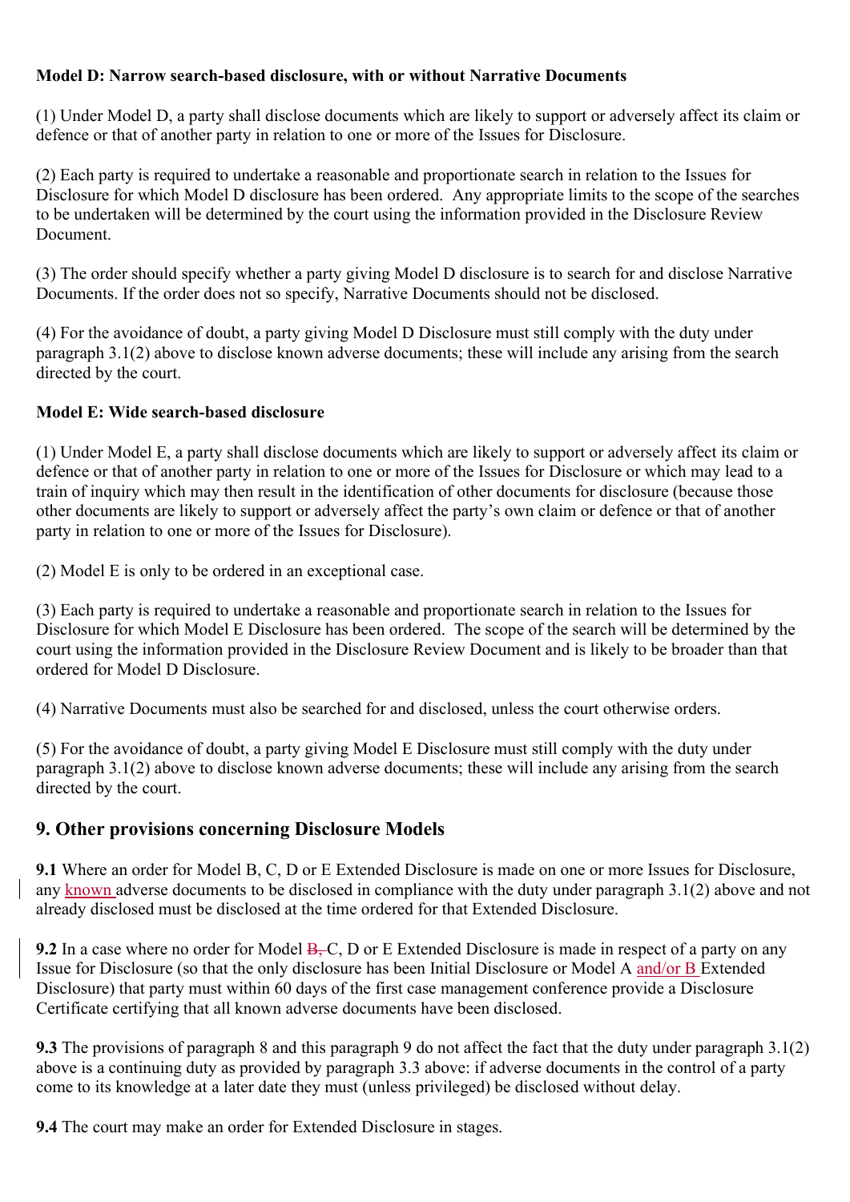**Model D: Narrow search-based disclosure, with or without Narrative Documents**

(1) Under Model D, a party shall disclose documents which are likely to support or adversely affect its claim or defence or that of another party in relation to one or more of the Issues for Disclosure.

(2) Each party is required to undertake a reasonable and proportionate search in relation to the Issues for Disclosure for which Model D disclosure has been ordered. Any appropriate limits to the scope of the searches to be undertaken will be determined by the court using the information provided in the Disclosure Review Document.

(3) The order should specify whether a party giving Model D disclosure is to search for and disclose Narrative Documents. If the order does not so specify, Narrative Documents should not be disclosed.

(4) For the avoidance of doubt, a party giving Model D Disclosure must still comply with the duty under paragraph 3.1(2) above to disclose known adverse documents; these will include any arising from the search directed by the court.

**Model E: Wide search-based disclosure**

(1) Under Model E, a party shall disclose documents which are likely to support or adversely affect its claim or defence or that of another party in relation to one or more of the Issues for Disclosure or which may lead to a train of inquiry which may then result in the identification of other documents for disclosure (because those other documents are likely to support or adversely affect the party's own claim or defence or that of another party in relation to one or more of the Issues for Disclosure).

(2) Model E is only to be ordered in an exceptional case.

(3) Each party is required to undertake a reasonable and proportionate search in relation to the Issues for Disclosure for which Model E Disclosure has been ordered. The scope of the search will be determined by the court using the information provided in the Disclosure Review Document and is likely to be broader than that ordered for Model D Disclosure.

(4) Narrative Documents must also be searched for and disclosed, unless the court otherwise orders.

(5) For the avoidance of doubt, a party giving Model E Disclosure must still comply with the duty under paragraph 3.1(2) above to disclose known adverse documents; these will include any arising from the search directed by the court.

## 9. Other provisions concerning Disclosure Models

**9.1** Where an order for Model B, C, D or E Extended Disclosure is made on one or more Issues for Disclosure, any known adverse documents to be disclosed in compliance with the duty under paragraph 3.1(2) above and not already disclosed must be disclosed at the time ordered for that Extended Disclosure.

**9.2** In a case where no order for Model ~~B,~~ C, D or E Extended Disclosure is made in respect of a party on any Issue for Disclosure (so that the only disclosure has been Initial Disclosure or Model A and/or B Extended Disclosure) that party must within 60 days of the first case management conference provide a Disclosure Certificate certifying that all known adverse documents have been disclosed.

**9.3** The provisions of paragraph 8 and this paragraph 9 do not affect the fact that the duty under paragraph 3.1(2) above is a continuing duty as provided by paragraph 3.3 above: if adverse documents in the control of a party come to its knowledge at a later date they must (unless privileged) be disclosed without delay.

**9.4** The court may make an order for Extended Disclosure in stages.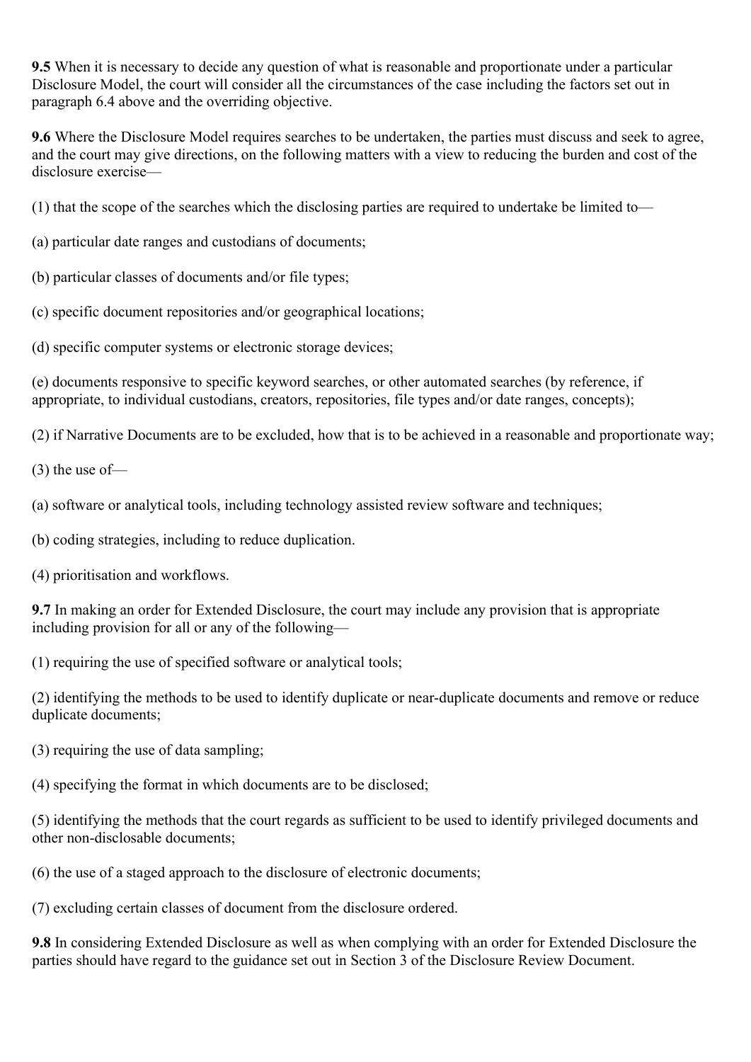**9.5** When it is necessary to decide any question of what is reasonable and proportionate under a particular Disclosure Model, the court will consider all the circumstances of the case including the factors set out in paragraph 6.4 above and the overriding objective.

**9.6** Where the Disclosure Model requires searches to be undertaken, the parties must discuss and seek to agree, and the court may give directions, on the following matters with a view to reducing the burden and cost of the disclosure exercise—

(1) that the scope of the searches which the disclosing parties are required to undertake be limited to—

(a) particular date ranges and custodians of documents;

(b) particular classes of documents and/or file types;

(c) specific document repositories and/or geographical locations;

(d) specific computer systems or electronic storage devices;

(e) documents responsive to specific keyword searches, or other automated searches (by reference, if appropriate, to individual custodians, creators, repositories, file types and/or date ranges, concepts);

(2) if Narrative Documents are to be excluded, how that is to be achieved in a reasonable and proportionate way;

(3) the use of—

(a) software or analytical tools, including technology assisted review software and techniques;

(b) coding strategies, including to reduce duplication.

(4) prioritisation and workflows.

**9.7** In making an order for Extended Disclosure, the court may include any provision that is appropriate including provision for all or any of the following—

(1) requiring the use of specified software or analytical tools;

(2) identifying the methods to be used to identify duplicate or near-duplicate documents and remove or reduce duplicate documents;

(3) requiring the use of data sampling;

(4) specifying the format in which documents are to be disclosed;

(5) identifying the methods that the court regards as sufficient to be used to identify privileged documents and other non-disclosable documents;

(6) the use of a staged approach to the disclosure of electronic documents;

(7) excluding certain classes of document from the disclosure ordered.

**9.8** In considering Extended Disclosure as well as when complying with an order for Extended Disclosure the parties should have regard to the guidance set out in Section 3 of the Disclosure Review Document.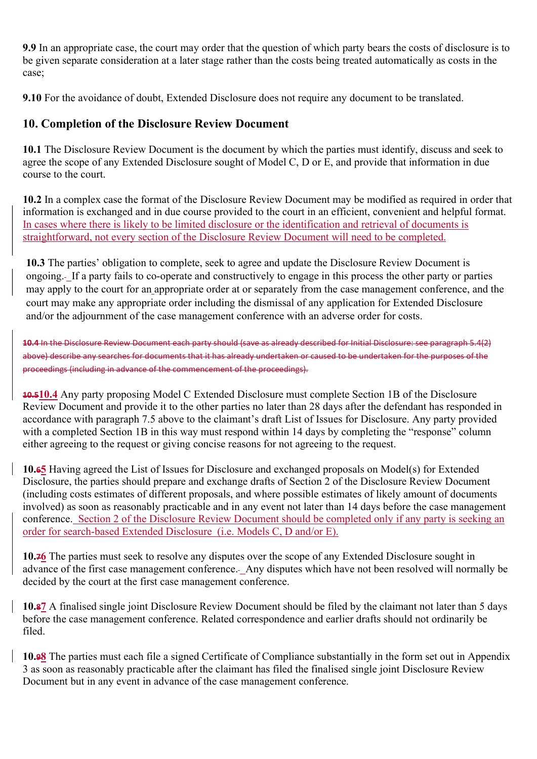**9.9** In an appropriate case, the court may order that the question of which party bears the costs of disclosure is to be given separate consideration at a later stage rather than the costs being treated automatically as costs in the case;

**9.10** For the avoidance of doubt, Extended Disclosure does not require any document to be translated.

## 10. Completion of the Disclosure Review Document

**10.1** The Disclosure Review Document is the document by which the parties must identify, discuss and seek to agree the scope of any Extended Disclosure sought of Model C, D or E, and provide that information in due course to the court.

**10.2** In a complex case the format of the Disclosure Review Document may be modified as required in order that information is exchanged and in due course provided to the court in an efficient, convenient and helpful format. In cases where there is likely to be limited disclosure or the identification and retrieval of documents is straightforward, not every section of the Disclosure Review Document will need to be completed.

**10.3** The parties' obligation to complete, seek to agree and update the Disclosure Review Document is ongoing. If a party fails to co-operate and constructively to engage in this process the other party or parties may apply to the court for an appropriate order at or separately from the case management conference, and the court may make any appropriate order including the dismissal of any application for Extended Disclosure and/or the adjournment of the case management conference with an adverse order for costs.

~~**10.4** In the Disclosure Review Document each party should (save as already described for Initial Disclosure: see paragraph 5.4(2) above) describe any searches for documents that it has already undertaken or caused to be undertaken for the purposes of the proceedings (including in advance of the commencement of the proceedings).~~

~~**10.5**~~**10.4** Any party proposing Model C Extended Disclosure must complete Section 1B of the Disclosure Review Document and provide it to the other parties no later than 28 days after the defendant has responded in accordance with paragraph 7.5 above to the claimant's draft List of Issues for Disclosure. Any party provided with a completed Section 1B in this way must respond within 14 days by completing the "response" column either agreeing to the request or giving concise reasons for not agreeing to the request.

**10.~~6~~5** Having agreed the List of Issues for Disclosure and exchanged proposals on Model(s) for Extended Disclosure, the parties should prepare and exchange drafts of Section 2 of the Disclosure Review Document (including costs estimates of different proposals, and where possible estimates of likely amount of documents involved) as soon as reasonably practicable and in any event not later than 14 days before the case management conference. Section 2 of the Disclosure Review Document should be completed only if any party is seeking an order for search-based Extended Disclosure (i.e. Models C, D and/or E).

**10.~~7~~6** The parties must seek to resolve any disputes over the scope of any Extended Disclosure sought in advance of the first case management conference. Any disputes which have not been resolved will normally be decided by the court at the first case management conference.

**10.~~8~~7** A finalised single joint Disclosure Review Document should be filed by the claimant not later than 5 days before the case management conference. Related correspondence and earlier drafts should not ordinarily be filed.

**10.~~9~~8** The parties must each file a signed Certificate of Compliance substantially in the form set out in Appendix 3 as soon as reasonably practicable after the claimant has filed the finalised single joint Disclosure Review Document but in any event in advance of the case management conference.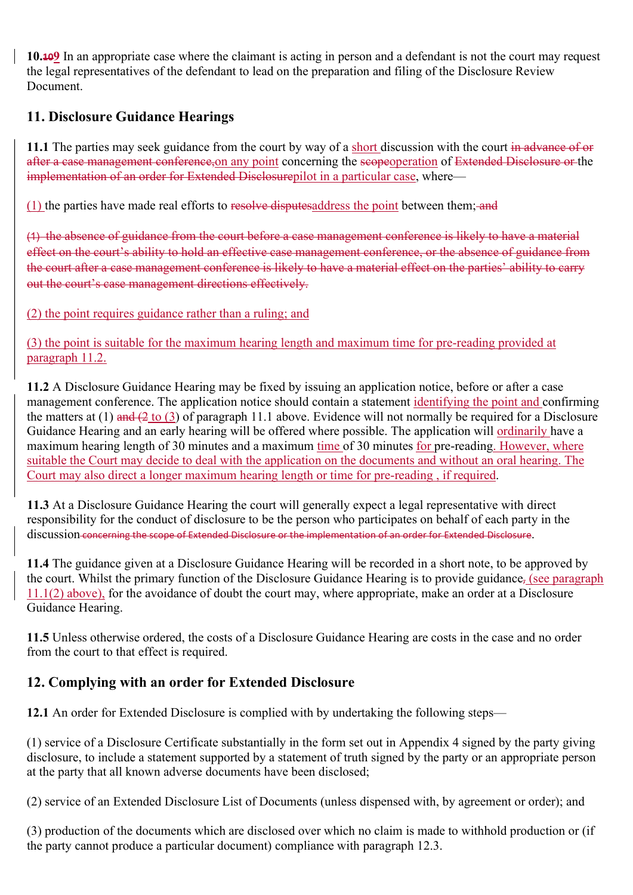**10.~~10~~9** In an appropriate case where the claimant is acting in person and a defendant is not the court may request the legal representatives of the defendant to lead on the preparation and filing of the Disclosure Review Document.

## 11. Disclosure Guidance Hearings

**11.1** The parties may seek guidance from the court by way of a short discussion with the court ~~in advance of or after a case management conference,~~on any point concerning the ~~scope~~operation of ~~Extended Disclosure or~~ the ~~implementation of an order for Extended Disclosure~~pilot in a particular case, where—

(1) the parties have made real efforts to ~~resolve disputes~~address the point between them;~~ and~~

~~(1) the absence of guidance from the court before a case management conference is likely to have a material effect on the court's ability to hold an effective case management conference, or the absence of guidance from the court after a case management conference is likely to have a material effect on the parties' ability to carry out the court's case management directions effectively.~~

(2) the point requires guidance rather than a ruling; and

(3) the point is suitable for the maximum hearing length and maximum time for pre-reading provided at paragraph 11.2.

**11.2** A Disclosure Guidance Hearing may be fixed by issuing an application notice, before or after a case management conference. The application notice should contain a statement identifying the point and confirming the matters at (1) ~~and (2~~ to (3) of paragraph 11.1 above. Evidence will not normally be required for a Disclosure Guidance Hearing and an early hearing will be offered where possible. The application will ordinarily have a maximum hearing length of 30 minutes and a maximum time of 30 minutes for pre-reading. However, where suitable the Court may decide to deal with the application on the documents and without an oral hearing. The Court may also direct a longer maximum hearing length or time for pre-reading , if required.

**11.3** At a Disclosure Guidance Hearing the court will generally expect a legal representative with direct responsibility for the conduct of disclosure to be the person who participates on behalf of each party in the discussion~~ concerning the scope of Extended Disclosure or the implementation of an order for Extended Disclosure~~.

**11.4** The guidance given at a Disclosure Guidance Hearing will be recorded in a short note, to be approved by the court. Whilst the primary function of the Disclosure Guidance Hearing is to provide guidance~~,~~ (see paragraph 11.1(2) above), for the avoidance of doubt the court may, where appropriate, make an order at a Disclosure Guidance Hearing.

**11.5** Unless otherwise ordered, the costs of a Disclosure Guidance Hearing are costs in the case and no order from the court to that effect is required.

## 12. Complying with an order for Extended Disclosure

**12.1** An order for Extended Disclosure is complied with by undertaking the following steps—

(1) service of a Disclosure Certificate substantially in the form set out in Appendix 4 signed by the party giving disclosure, to include a statement supported by a statement of truth signed by the party or an appropriate person at the party that all known adverse documents have been disclosed;

(2) service of an Extended Disclosure List of Documents (unless dispensed with, by agreement or order); and

(3) production of the documents which are disclosed over which no claim is made to withhold production or (if the party cannot produce a particular document) compliance with paragraph 12.3.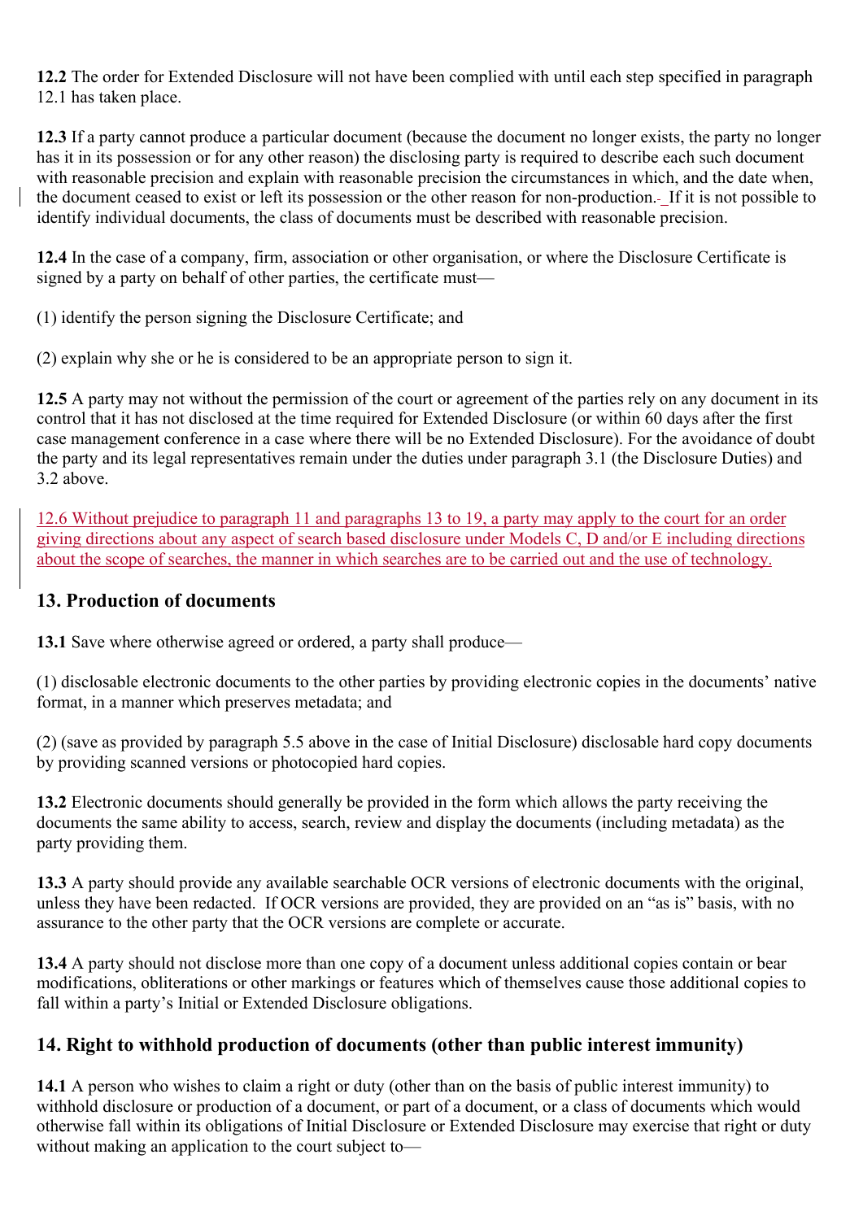**12.2** The order for Extended Disclosure will not have been complied with until each step specified in paragraph 12.1 has taken place.

**12.3** If a party cannot produce a particular document (because the document no longer exists, the party no longer has it in its possession or for any other reason) the disclosing party is required to describe each such document with reasonable precision and explain with reasonable precision the circumstances in which, and the date when, the document ceased to exist or left its possession or the other reason for non-production. If it is not possible to identify individual documents, the class of documents must be described with reasonable precision.

**12.4** In the case of a company, firm, association or other organisation, or where the Disclosure Certificate is signed by a party on behalf of other parties, the certificate must—

(1) identify the person signing the Disclosure Certificate; and

(2) explain why she or he is considered to be an appropriate person to sign it.

**12.5** A party may not without the permission of the court or agreement of the parties rely on any document in its control that it has not disclosed at the time required for Extended Disclosure (or within 60 days after the first case management conference in a case where there will be no Extended Disclosure). For the avoidance of doubt the party and its legal representatives remain under the duties under paragraph 3.1 (the Disclosure Duties) and 3.2 above.

12.6 Without prejudice to paragraph 11 and paragraphs 13 to 19, a party may apply to the court for an order giving directions about any aspect of search based disclosure under Models C, D and/or E including directions about the scope of searches, the manner in which searches are to be carried out and the use of technology.

## 13. Production of documents

**13.1** Save where otherwise agreed or ordered, a party shall produce—

(1) disclosable electronic documents to the other parties by providing electronic copies in the documents' native format, in a manner which preserves metadata; and

(2) (save as provided by paragraph 5.5 above in the case of Initial Disclosure) disclosable hard copy documents by providing scanned versions or photocopied hard copies.

**13.2** Electronic documents should generally be provided in the form which allows the party receiving the documents the same ability to access, search, review and display the documents (including metadata) as the party providing them.

**13.3** A party should provide any available searchable OCR versions of electronic documents with the original, unless they have been redacted. If OCR versions are provided, they are provided on an "as is" basis, with no assurance to the other party that the OCR versions are complete or accurate.

**13.4** A party should not disclose more than one copy of a document unless additional copies contain or bear modifications, obliterations or other markings or features which of themselves cause those additional copies to fall within a party's Initial or Extended Disclosure obligations.

## 14. Right to withhold production of documents (other than public interest immunity)

**14.1** A person who wishes to claim a right or duty (other than on the basis of public interest immunity) to withhold disclosure or production of a document, or part of a document, or a class of documents which would otherwise fall within its obligations of Initial Disclosure or Extended Disclosure may exercise that right or duty without making an application to the court subject to—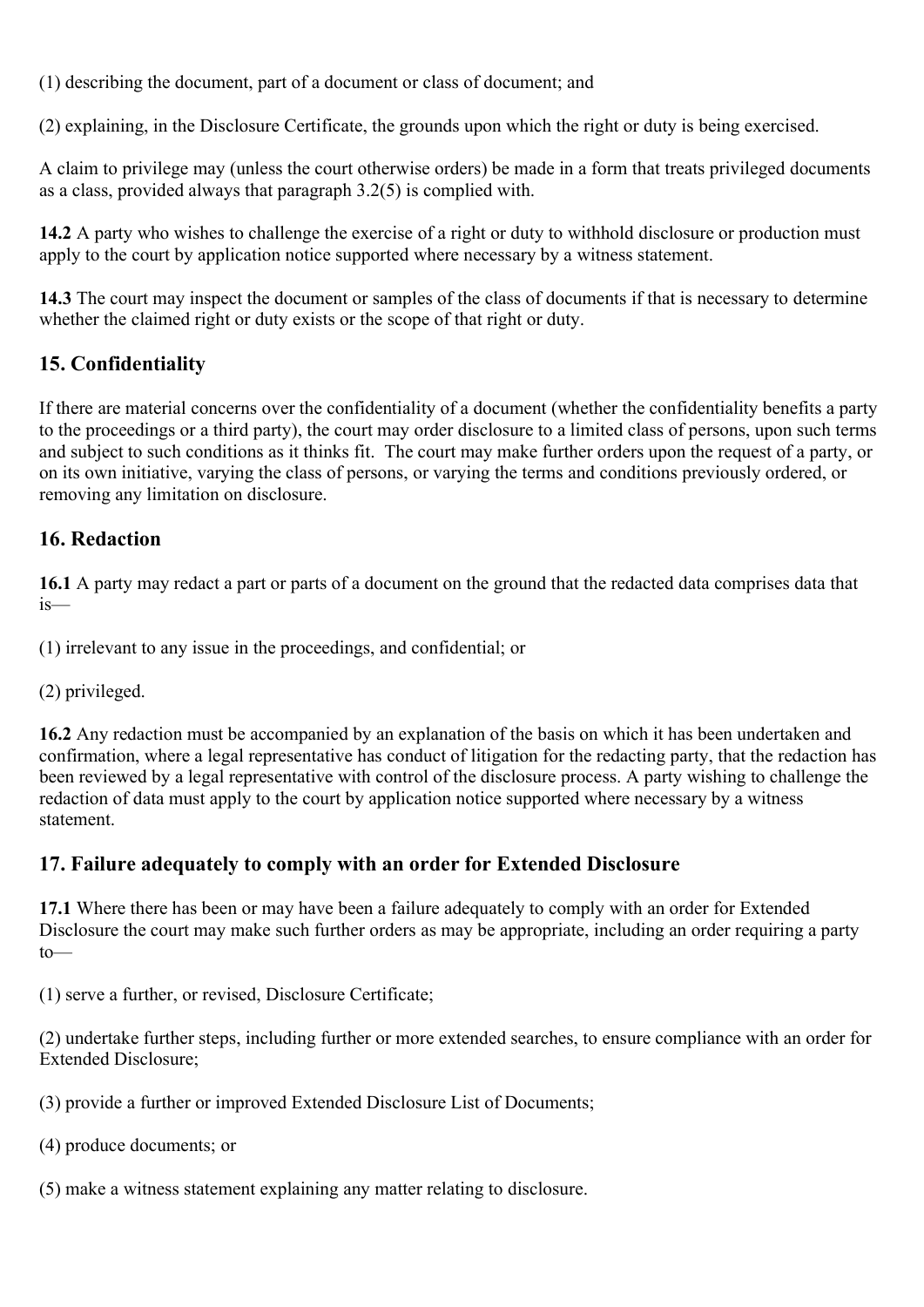(1) describing the document, part of a document or class of document; and

(2) explaining, in the Disclosure Certificate, the grounds upon which the right or duty is being exercised.

A claim to privilege may (unless the court otherwise orders) be made in a form that treats privileged documents as a class, provided always that paragraph 3.2(5) is complied with.

**14.2** A party who wishes to challenge the exercise of a right or duty to withhold disclosure or production must apply to the court by application notice supported where necessary by a witness statement.

**14.3** The court may inspect the document or samples of the class of documents if that is necessary to determine whether the claimed right or duty exists or the scope of that right or duty.

## 15. Confidentiality

If there are material concerns over the confidentiality of a document (whether the confidentiality benefits a party to the proceedings or a third party), the court may order disclosure to a limited class of persons, upon such terms and subject to such conditions as it thinks fit. The court may make further orders upon the request of a party, or on its own initiative, varying the class of persons, or varying the terms and conditions previously ordered, or removing any limitation on disclosure.

## 16. Redaction

**16.1** A party may redact a part or parts of a document on the ground that the redacted data comprises data that is—

(1) irrelevant to any issue in the proceedings, and confidential; or

(2) privileged.

**16.2** Any redaction must be accompanied by an explanation of the basis on which it has been undertaken and confirmation, where a legal representative has conduct of litigation for the redacting party, that the redaction has been reviewed by a legal representative with control of the disclosure process. A party wishing to challenge the redaction of data must apply to the court by application notice supported where necessary by a witness statement.

## 17. Failure adequately to comply with an order for Extended Disclosure

**17.1** Where there has been or may have been a failure adequately to comply with an order for Extended Disclosure the court may make such further orders as may be appropriate, including an order requiring a party to—

(1) serve a further, or revised, Disclosure Certificate;

(2) undertake further steps, including further or more extended searches, to ensure compliance with an order for Extended Disclosure;

(3) provide a further or improved Extended Disclosure List of Documents;

(4) produce documents; or

(5) make a witness statement explaining any matter relating to disclosure.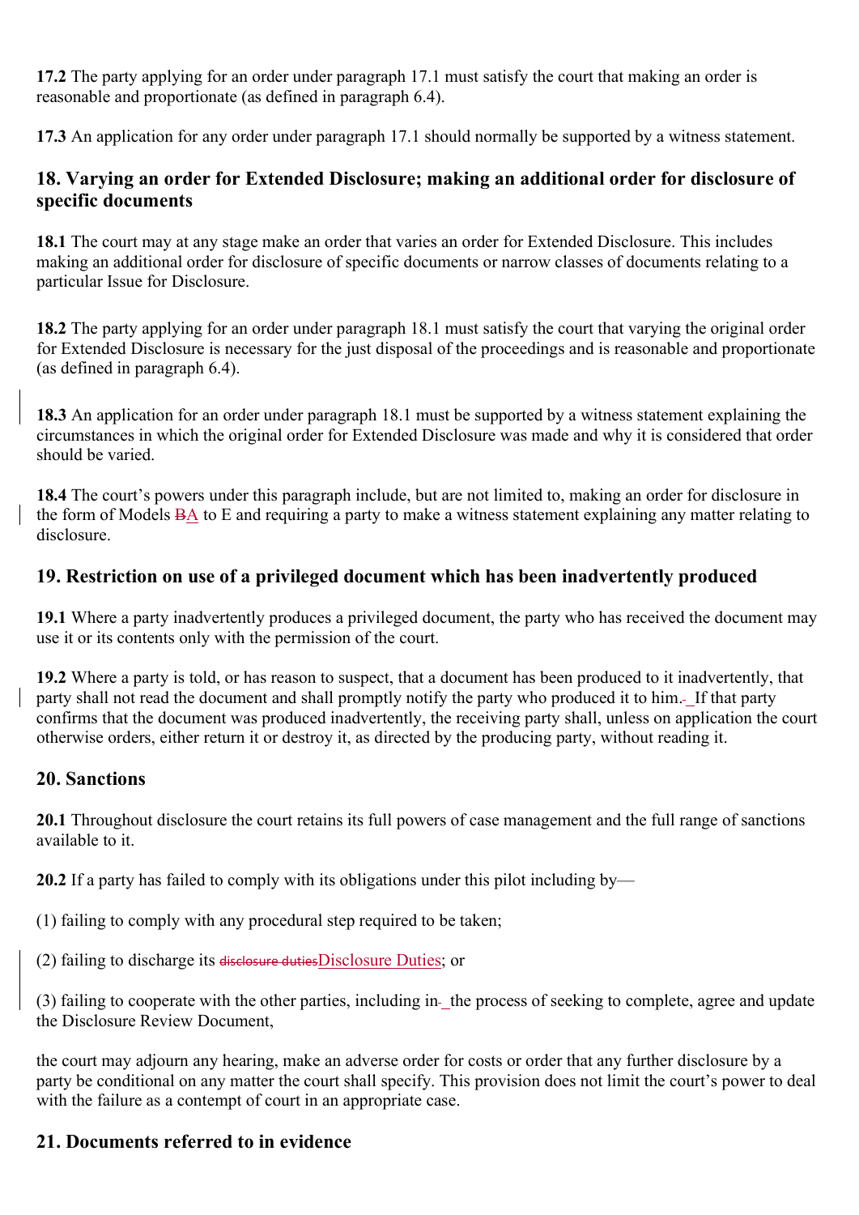**17.2** The party applying for an order under paragraph 17.1 must satisfy the court that making an order is reasonable and proportionate (as defined in paragraph 6.4).

**17.3** An application for any order under paragraph 17.1 should normally be supported by a witness statement.

## 18. Varying an order for Extended Disclosure; making an additional order for disclosure of specific documents

**18.1** The court may at any stage make an order that varies an order for Extended Disclosure. This includes making an additional order for disclosure of specific documents or narrow classes of documents relating to a particular Issue for Disclosure.

**18.2** The party applying for an order under paragraph 18.1 must satisfy the court that varying the original order for Extended Disclosure is necessary for the just disposal of the proceedings and is reasonable and proportionate (as defined in paragraph 6.4).

**18.3** An application for an order under paragraph 18.1 must be supported by a witness statement explaining the circumstances in which the original order for Extended Disclosure was made and why it is considered that order should be varied.

**18.4** The court's powers under this paragraph include, but are not limited to, making an order for disclosure in the form of Models ~~B~~A to E and requiring a party to make a witness statement explaining any matter relating to disclosure.

## 19. Restriction on use of a privileged document which has been inadvertently produced

**19.1** Where a party inadvertently produces a privileged document, the party who has received the document may use it or its contents only with the permission of the court.

**19.2** Where a party is told, or has reason to suspect, that a document has been produced to it inadvertently, that party shall not read the document and shall promptly notify the party who produced it to him. If that party confirms that the document was produced inadvertently, the receiving party shall, unless on application the court otherwise orders, either return it or destroy it, as directed by the producing party, without reading it.

## 20. Sanctions

**20.1** Throughout disclosure the court retains its full powers of case management and the full range of sanctions available to it.

**20.2** If a party has failed to comply with its obligations under this pilot including by—

(1) failing to comply with any procedural step required to be taken;

(2) failing to discharge its ~~disclosure duties~~Disclosure Duties; or

(3) failing to cooperate with the other parties, including in the process of seeking to complete, agree and update the Disclosure Review Document,

the court may adjourn any hearing, make an adverse order for costs or order that any further disclosure by a party be conditional on any matter the court shall specify. This provision does not limit the court's power to deal with the failure as a contempt of court in an appropriate case.

## 21. Documents referred to in evidence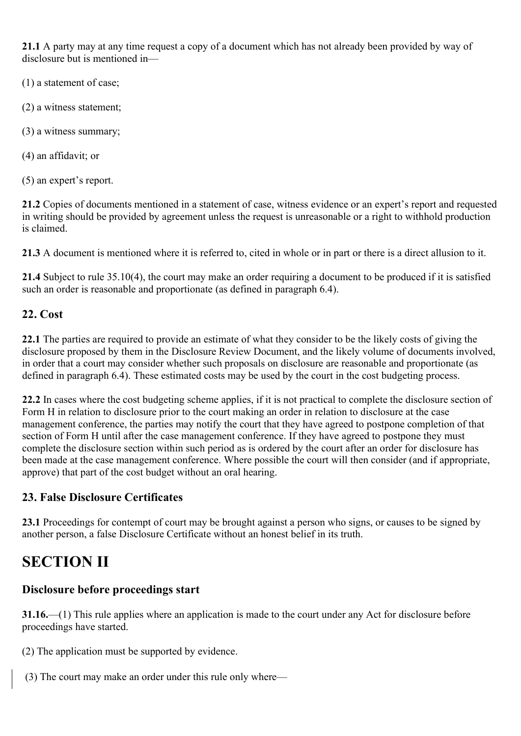**21.1** A party may at any time request a copy of a document which has not already been provided by way of disclosure but is mentioned in—

(1) a statement of case;

(2) a witness statement;

(3) a witness summary;

(4) an affidavit; or

(5) an expert's report.

**21.2** Copies of documents mentioned in a statement of case, witness evidence or an expert's report and requested in writing should be provided by agreement unless the request is unreasonable or a right to withhold production is claimed.

**21.3** A document is mentioned where it is referred to, cited in whole or in part or there is a direct allusion to it.

**21.4** Subject to rule 35.10(4), the court may make an order requiring a document to be produced if it is satisfied such an order is reasonable and proportionate (as defined in paragraph 6.4).

### 22. Cost

**22.1** The parties are required to provide an estimate of what they consider to be the likely costs of giving the disclosure proposed by them in the Disclosure Review Document, and the likely volume of documents involved, in order that a court may consider whether such proposals on disclosure are reasonable and proportionate (as defined in paragraph 6.4). These estimated costs may be used by the court in the cost budgeting process.

**22.2** In cases where the cost budgeting scheme applies, if it is not practical to complete the disclosure section of Form H in relation to disclosure prior to the court making an order in relation to disclosure at the case management conference, the parties may notify the court that they have agreed to postpone completion of that section of Form H until after the case management conference. If they have agreed to postpone they must complete the disclosure section within such period as is ordered by the court after an order for disclosure has been made at the case management conference. Where possible the court will then consider (and if appropriate, approve) that part of the cost budget without an oral hearing.

### 23. False Disclosure Certificates

**23.1** Proceedings for contempt of court may be brought against a person who signs, or causes to be signed by another person, a false Disclosure Certificate without an honest belief in its truth.

# SECTION II

### Disclosure before proceedings start

**31.16.**—(1) This rule applies where an application is made to the court under any Act for disclosure before proceedings have started.

(2) The application must be supported by evidence.

(3) The court may make an order under this rule only where—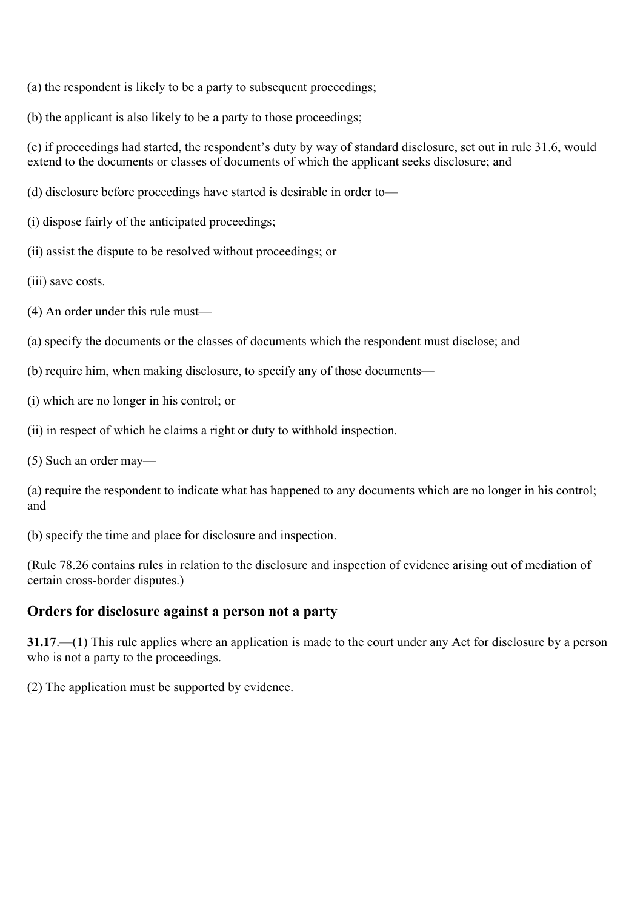(a) the respondent is likely to be a party to subsequent proceedings;

(b) the applicant is also likely to be a party to those proceedings;

(c) if proceedings had started, the respondent's duty by way of standard disclosure, set out in rule 31.6, would extend to the documents or classes of documents of which the applicant seeks disclosure; and

(d) disclosure before proceedings have started is desirable in order to—

(i) dispose fairly of the anticipated proceedings;

(ii) assist the dispute to be resolved without proceedings; or

(iii) save costs.

(4) An order under this rule must—

(a) specify the documents or the classes of documents which the respondent must disclose; and

(b) require him, when making disclosure, to specify any of those documents—

(i) which are no longer in his control; or

(ii) in respect of which he claims a right or duty to withhold inspection.

(5) Such an order may—

(a) require the respondent to indicate what has happened to any documents which are no longer in his control; and

(b) specify the time and place for disclosure and inspection.

(Rule 78.26 contains rules in relation to the disclosure and inspection of evidence arising out of mediation of certain cross-border disputes.)

## Orders for disclosure against a person not a party

**31.17**.—(1) This rule applies where an application is made to the court under any Act for disclosure by a person who is not a party to the proceedings.

(2) The application must be supported by evidence.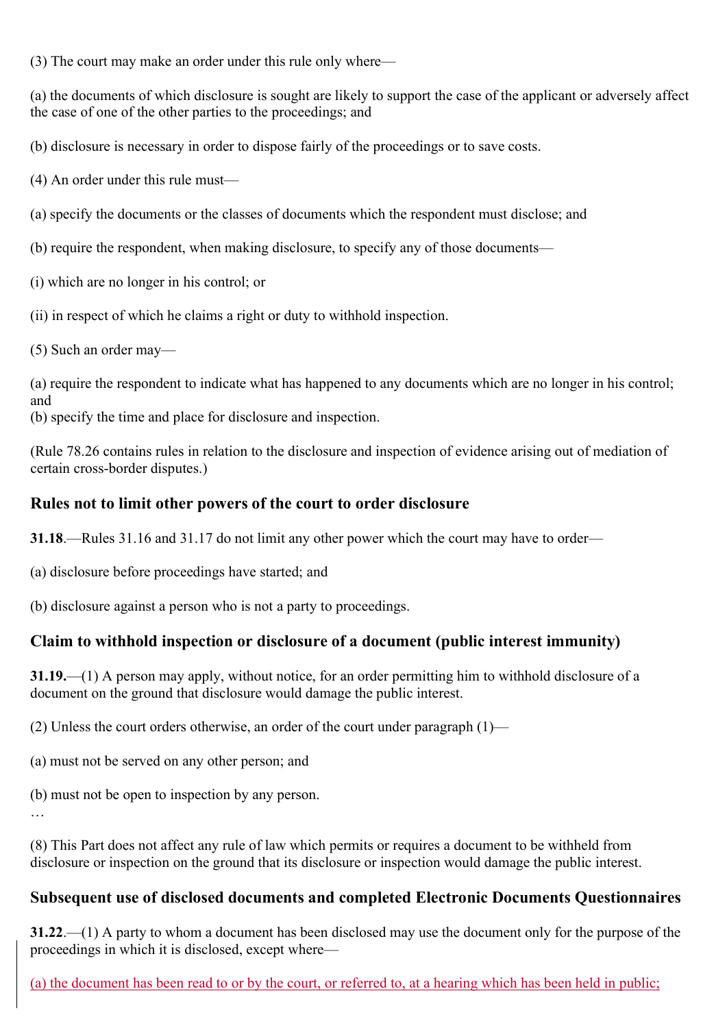(3) The court may make an order under this rule only where—

(a) the documents of which disclosure is sought are likely to support the case of the applicant or adversely affect the case of one of the other parties to the proceedings; and

(b) disclosure is necessary in order to dispose fairly of the proceedings or to save costs.

(4) An order under this rule must—

(a) specify the documents or the classes of documents which the respondent must disclose; and

(b) require the respondent, when making disclosure, to specify any of those documents—

(i) which are no longer in his control; or

(ii) in respect of which he claims a right or duty to withhold inspection.

(5) Such an order may—

(a) require the respondent to indicate what has happened to any documents which are no longer in his control; and
(b) specify the time and place for disclosure and inspection.

(Rule 78.26 contains rules in relation to the disclosure and inspection of evidence arising out of mediation of certain cross-border disputes.)

### Rules not to limit other powers of the court to order disclosure

**31.18**.—Rules 31.16 and 31.17 do not limit any other power which the court may have to order—

(a) disclosure before proceedings have started; and

(b) disclosure against a person who is not a party to proceedings.

### Claim to withhold inspection or disclosure of a document (public interest immunity)

**31.19.**—(1) A person may apply, without notice, for an order permitting him to withhold disclosure of a document on the ground that disclosure would damage the public interest.

(2) Unless the court orders otherwise, an order of the court under paragraph (1)—

(a) must not be served on any other person; and

(b) must not be open to inspection by any person.

…

(8) This Part does not affect any rule of law which permits or requires a document to be withheld from disclosure or inspection on the ground that its disclosure or inspection would damage the public interest.

### Subsequent use of disclosed documents and completed Electronic Documents Questionnaires

**31.22**.—(1) A party to whom a document has been disclosed may use the document only for the purpose of the proceedings in which it is disclosed, except where—

(a) the document has been read to or by the court, or referred to, at a hearing which has been held in public;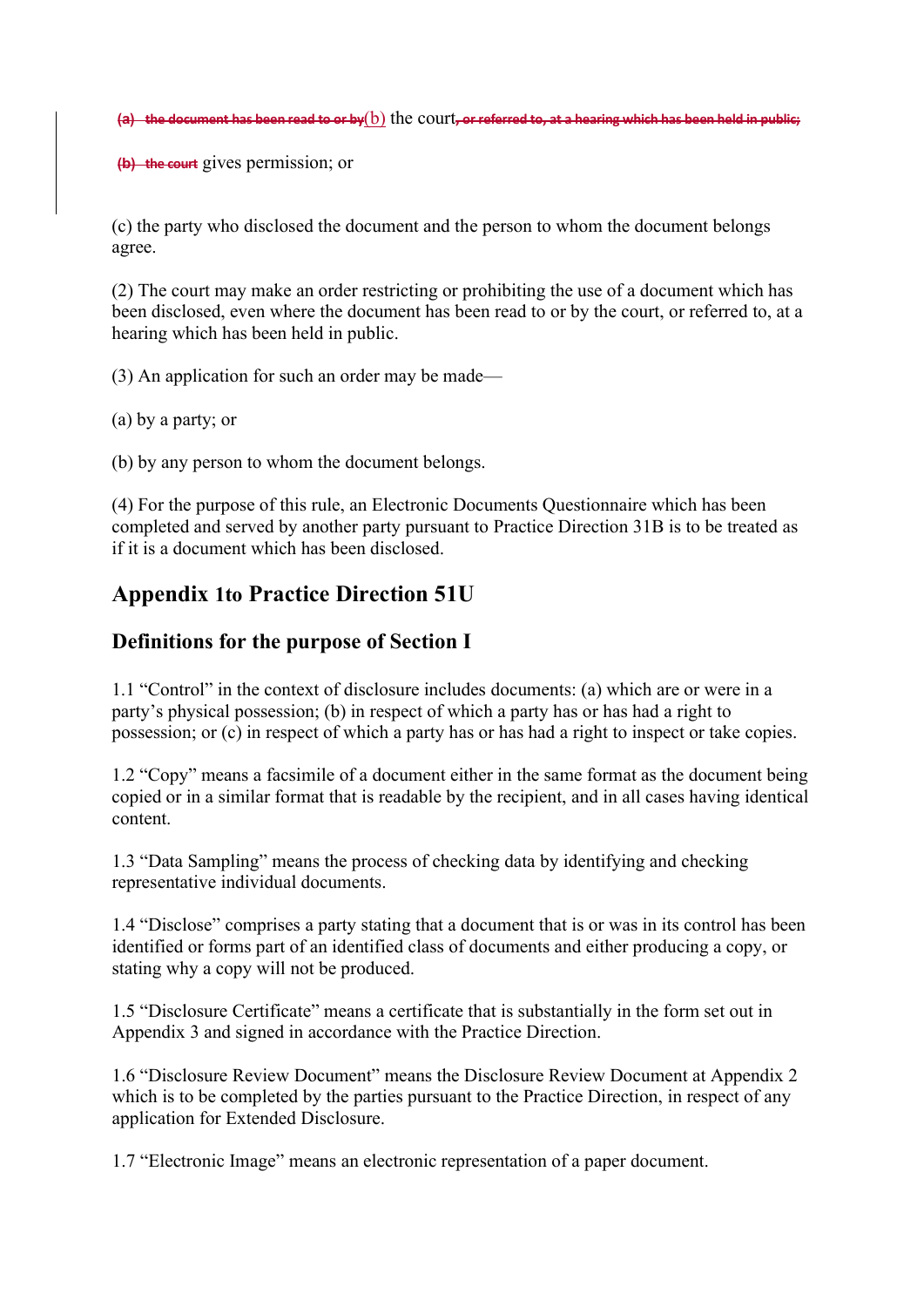~~(a) the document has been read to or by~~(b) the court~~, or referred to, at a hearing which has been held in public;~~

~~(b) the court~~ gives permission; or

(c) the party who disclosed the document and the person to whom the document belongs agree.

(2) The court may make an order restricting or prohibiting the use of a document which has been disclosed, even where the document has been read to or by the court, or referred to, at a hearing which has been held in public.

(3) An application for such an order may be made—

(a) by a party; or

(b) by any person to whom the document belongs.

(4) For the purpose of this rule, an Electronic Documents Questionnaire which has been completed and served by another party pursuant to Practice Direction 31B is to be treated as if it is a document which has been disclosed.

## Appendix 1to Practice Direction 51U

### Definitions for the purpose of Section I

1.1 "Control" in the context of disclosure includes documents: (a) which are or were in a party's physical possession; (b) in respect of which a party has or has had a right to possession; or (c) in respect of which a party has or has had a right to inspect or take copies.

1.2 "Copy" means a facsimile of a document either in the same format as the document being copied or in a similar format that is readable by the recipient, and in all cases having identical content.

1.3 "Data Sampling" means the process of checking data by identifying and checking representative individual documents.

1.4 "Disclose" comprises a party stating that a document that is or was in its control has been identified or forms part of an identified class of documents and either producing a copy, or stating why a copy will not be produced.

1.5 "Disclosure Certificate" means a certificate that is substantially in the form set out in Appendix 3 and signed in accordance with the Practice Direction.

1.6 "Disclosure Review Document" means the Disclosure Review Document at Appendix 2 which is to be completed by the parties pursuant to the Practice Direction, in respect of any application for Extended Disclosure.

1.7 "Electronic Image" means an electronic representation of a paper document.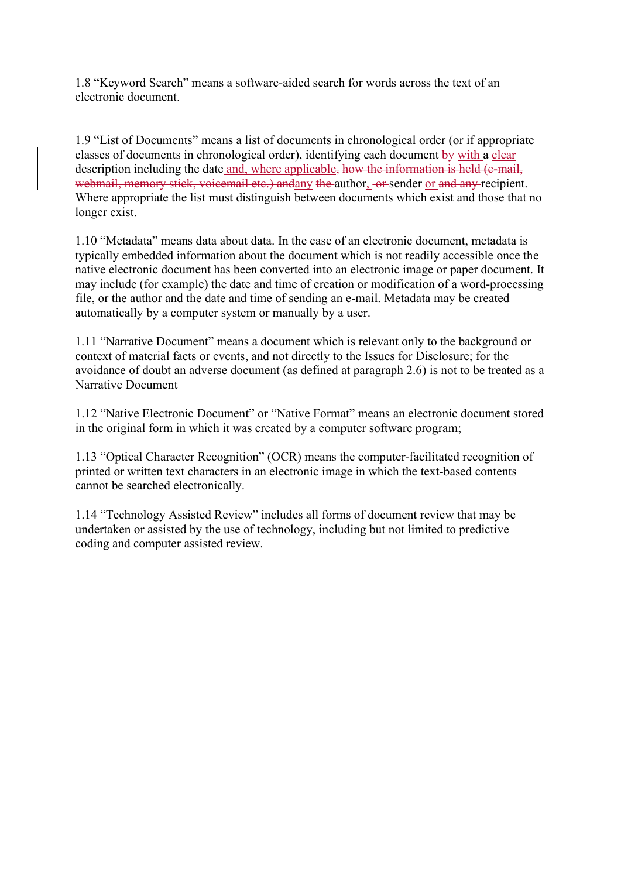1.8 “Keyword Search” means a software-aided search for words across the text of an electronic document.

1.9 “List of Documents” means a list of documents in chronological order (or if appropriate classes of documents in chronological order), identifying each document ~~by~~ with a clear description including the date and, where applicable~~,~~ ~~how the information is held (e-mail, webmail, memory stick, voicemail etc.) and~~any ~~the~~ author, ~~or~~ sender or ~~and any~~ recipient. Where appropriate the list must distinguish between documents which exist and those that no longer exist.

1.10 “Metadata” means data about data. In the case of an electronic document, metadata is typically embedded information about the document which is not readily accessible once the native electronic document has been converted into an electronic image or paper document. It may include (for example) the date and time of creation or modification of a word-processing file, or the author and the date and time of sending an e-mail. Metadata may be created automatically by a computer system or manually by a user.

1.11 “Narrative Document” means a document which is relevant only to the background or context of material facts or events, and not directly to the Issues for Disclosure; for the avoidance of doubt an adverse document (as defined at paragraph 2.6) is not to be treated as a Narrative Document

1.12 “Native Electronic Document” or “Native Format” means an electronic document stored in the original form in which it was created by a computer software program;

1.13 “Optical Character Recognition” (OCR) means the computer-facilitated recognition of printed or written text characters in an electronic image in which the text-based contents cannot be searched electronically.

1.14 “Technology Assisted Review” includes all forms of document review that may be undertaken or assisted by the use of technology, including but not limited to predictive coding and computer assisted review.